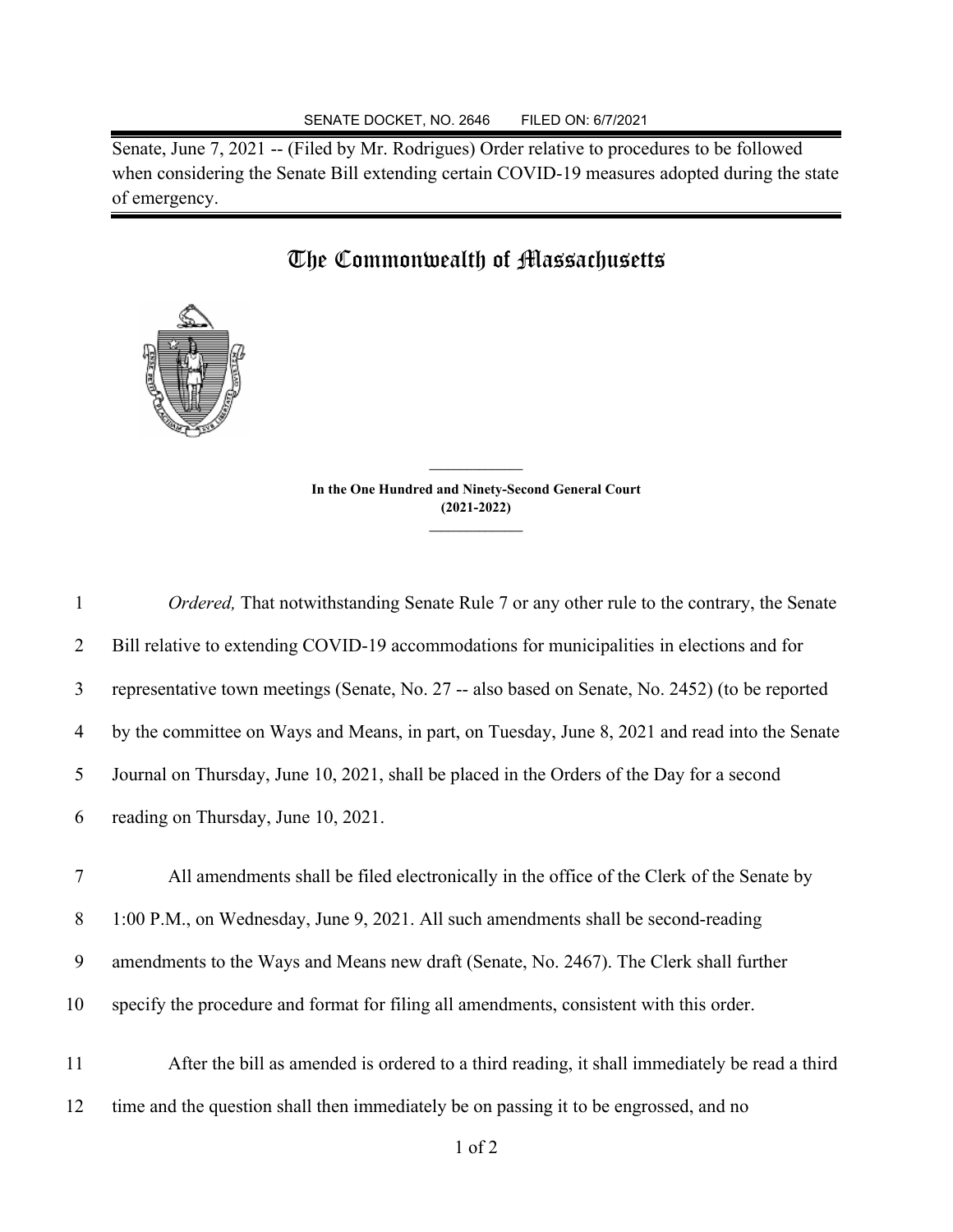SENATE DOCKET, NO. 2646 FILED ON: 6/7/2021

Senate, June 7, 2021 -- (Filed by Mr. Rodrigues) Order relative to procedures to be followed when considering the Senate Bill extending certain COVID-19 measures adopted during the state of emergency.

# The Commonwealth of Massachusetts

**In the One Hundred and Ninety-Second General Court (2021-2022)**

*Ordered,* That notwithstanding Senate Rule 7 or any other rule to the contrary, the Senate Bill relative to extending COVID-19 accommodations for municipalities in elections and for representative town meetings (Senate, No. 27 -- also based on Senate, No. 2452) (to be reported by the committee on Ways and Means, in part, on Tuesday, June 8, 2021 and read into the Senate Journal on Thursday, June 10, 2021, shall be placed in the Orders of the Day for a second reading on Thursday, June 10, 2021.

All amendments shall be filed electronically in the office of the Clerk of the Senate by 1:00 P.M., on Wednesday, June 9, 2021. All such amendments shall be second-reading amendments to the Ways and Means new draft (Senate, No. 2467). The Clerk shall further specify the procedure and format for filing all amendments, consistent with this order.

After the bill as amended is ordered to a third reading, it shall immediately be read a third time and the question shall then immediately be on passing it to be engrossed, and no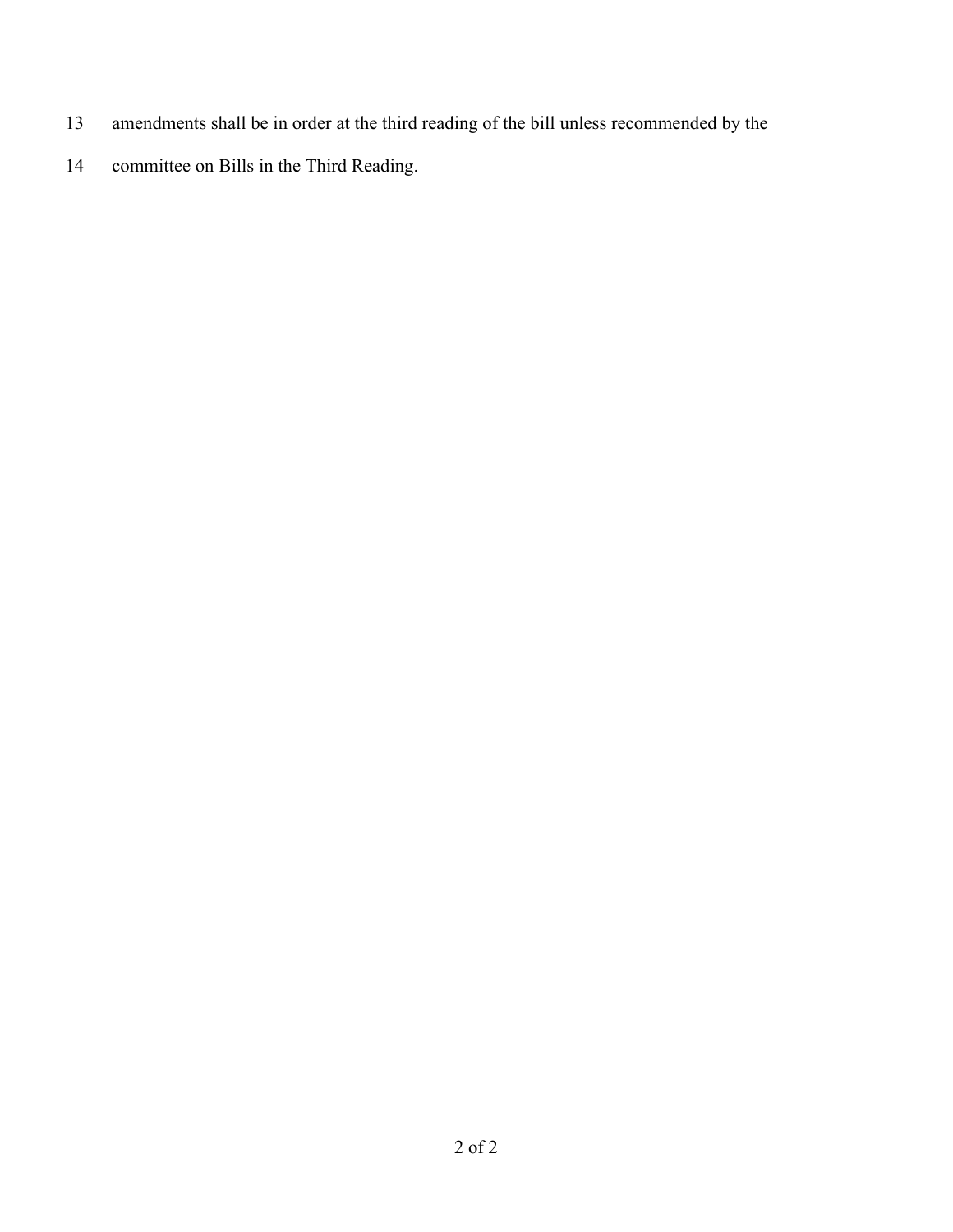13 amendments shall be in order at the third reading of the bill unless recommended by the

14 committee on Bills in the Third Reading.